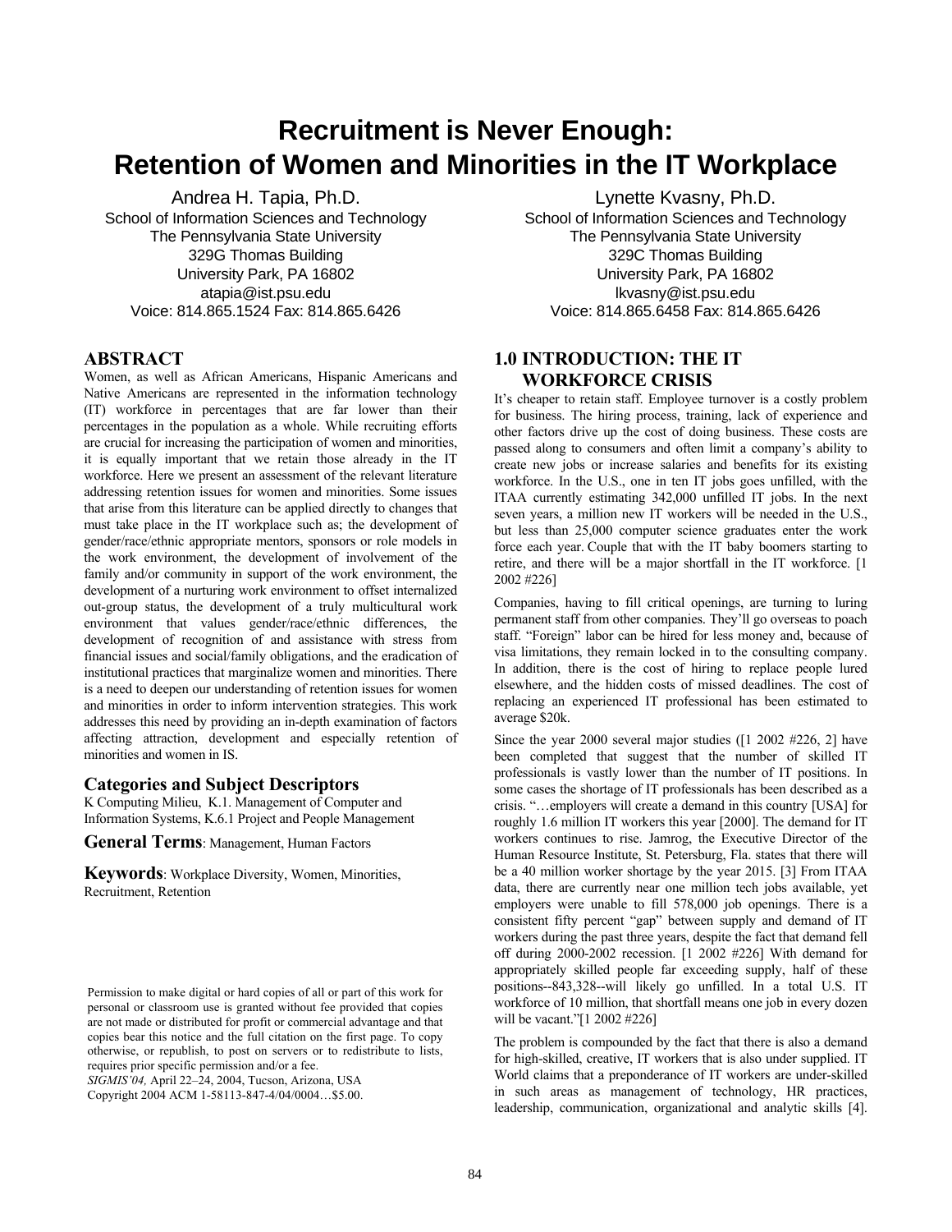# Recruitment is Never Enough: Retention of Women and Minorities in the IT Workplace

Andrea H. Tapia, Ph.D.
School of Information Sciences and Technology
The Pennsylvania State University
329G Thomas Building
University Park, PA 16802
atapia@ist.psu.edu
Voice: 814.865.1524 Fax: 814.865.6426

Lynette Kvasny, Ph.D.
School of Information Sciences and Technology
The Pennsylvania State University
329C Thomas Building
University Park, PA 16802
lkvasny@ist.psu.edu
Voice: 814.865.6458 Fax: 814.865.6426

## ABSTRACT

Women, as well as African Americans, Hispanic Americans and Native Americans are represented in the information technology (IT) workforce in percentages that are far lower than their percentages in the population as a whole. While recruiting efforts are crucial for increasing the participation of women and minorities, it is equally important that we retain those already in the IT workforce. Here we present an assessment of the relevant literature addressing retention issues for women and minorities. Some issues that arise from this literature can be applied directly to changes that must take place in the IT workplace such as; the development of gender/race/ethnic appropriate mentors, sponsors or role models in the work environment, the development of involvement of the family and/or community in support of the work environment, the development of a nurturing work environment to offset internalized out-group status, the development of a truly multicultural work environment that values gender/race/ethnic differences, the development of recognition of and assistance with stress from financial issues and social/family obligations, and the eradication of institutional practices that marginalize women and minorities. There is a need to deepen our understanding of retention issues for women and minorities in order to inform intervention strategies. This work addresses this need by providing an in-depth examination of factors affecting attraction, development and especially retention of minorities and women in IS.

### Categories and Subject Descriptors

K Computing Milieu, K.1. Management of Computer and Information Systems, K.6.1 Project and People Management

### General Terms: Management, Human Factors

### Keywords: Workplace Diversity, Women, Minorities, Recruitment, Retention

Permission to make digital or hard copies of all or part of this work for personal or classroom use is granted without fee provided that copies are not made or distributed for profit or commercial advantage and that copies bear this notice and the full citation on the first page. To copy otherwise, or republish, to post on servers or to redistribute to lists, requires prior specific permission and/or a fee.
*SIGMIS'04,* April 22–24, 2004, Tucson, Arizona, USA
Copyright 2004 ACM 1-58113-847-4/04/0004…$5.00.

## 1.0 INTRODUCTION: THE IT WORKFORCE CRISIS

It's cheaper to retain staff. Employee turnover is a costly problem for business. The hiring process, training, lack of experience and other factors drive up the cost of doing business. These costs are passed along to consumers and often limit a company's ability to create new jobs or increase salaries and benefits for its existing workforce. In the U.S., one in ten IT jobs goes unfilled, with the ITAA currently estimating 342,000 unfilled IT jobs. In the next seven years, a million new IT workers will be needed in the U.S., but less than 25,000 computer science graduates enter the work force each year. Couple that with the IT baby boomers starting to retire, and there will be a major shortfall in the IT workforce. [1 2002 #226]

Companies, having to fill critical openings, are turning to luring permanent staff from other companies. They'll go overseas to poach staff. "Foreign" labor can be hired for less money and, because of visa limitations, they remain locked in to the consulting company. In addition, there is the cost of hiring to replace people lured elsewhere, and the hidden costs of missed deadlines. The cost of replacing an experienced IT professional has been estimated to average $20k.

Since the year 2000 several major studies ([1 2002 #226, 2] have been completed that suggest that the number of skilled IT professionals is vastly lower than the number of IT positions. In some cases the shortage of IT professionals has been described as a crisis. "…employers will create a demand in this country [USA] for roughly 1.6 million IT workers this year [2000]. The demand for IT workers continues to rise. Jamrog, the Executive Director of the Human Resource Institute, St. Petersburg, Fla. states that there will be a 40 million worker shortage by the year 2015. [3] From ITAA data, there are currently near one million tech jobs available, yet employers were unable to fill 578,000 job openings. There is a consistent fifty percent "gap" between supply and demand of IT workers during the past three years, despite the fact that demand fell off during 2000-2002 recession. [1 2002 #226] With demand for appropriately skilled people far exceeding supply, half of these positions--843,328--will likely go unfilled. In a total U.S. IT workforce of 10 million, that shortfall means one job in every dozen will be vacant."[1 2002 #226]

The problem is compounded by the fact that there is also a demand for high-skilled, creative, IT workers that is also under supplied. IT World claims that a preponderance of IT workers are under-skilled in such areas as management of technology, HR practices, leadership, communication, organizational and analytic skills [4].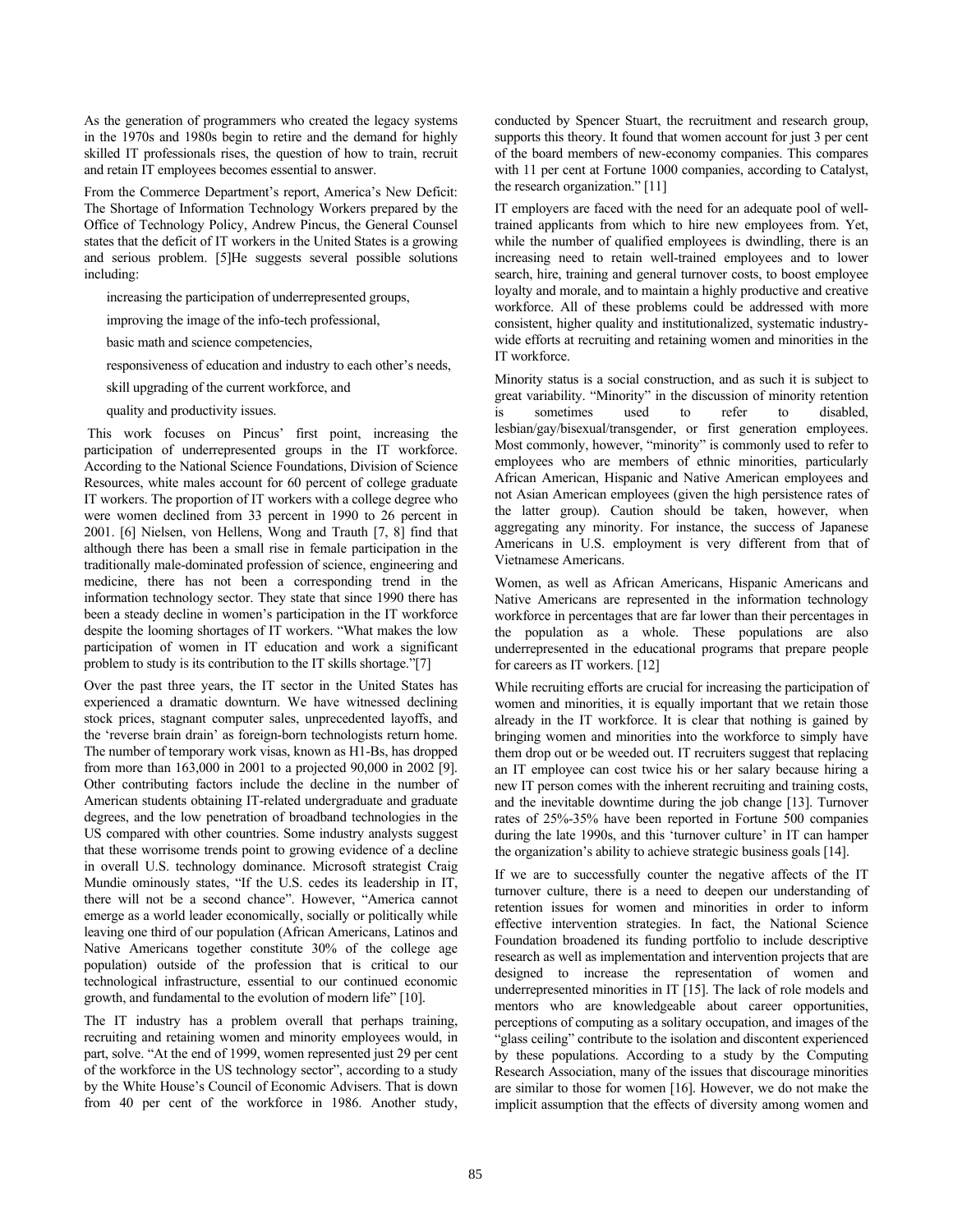As the generation of programmers who created the legacy systems in the 1970s and 1980s begin to retire and the demand for highly skilled IT professionals rises, the question of how to train, recruit and retain IT employees becomes essential to answer.

From the Commerce Department's report, America's New Deficit: The Shortage of Information Technology Workers prepared by the Office of Technology Policy, Andrew Pincus, the General Counsel states that the deficit of IT workers in the United States is a growing and serious problem. [5]He suggests several possible solutions including:

- increasing the participation of underrepresented groups,
- improving the image of the info-tech professional,
- basic math and science competencies,
- responsiveness of education and industry to each other's needs,
- skill upgrading of the current workforce, and
- quality and productivity issues.

This work focuses on Pincus' first point, increasing the participation of underrepresented groups in the IT workforce. According to the National Science Foundations, Division of Science Resources, white males account for 60 percent of college graduate IT workers. The proportion of IT workers with a college degree who were women declined from 33 percent in 1990 to 26 percent in 2001. [6] Nielsen, von Hellens, Wong and Trauth [7, 8] find that although there has been a small rise in female participation in the traditionally male-dominated profession of science, engineering and medicine, there has not been a corresponding trend in the information technology sector. They state that since 1990 there has been a steady decline in women's participation in the IT workforce despite the looming shortages of IT workers. "What makes the low participation of women in IT education and work a significant problem to study is its contribution to the IT skills shortage."[7]

Over the past three years, the IT sector in the United States has experienced a dramatic downturn. We have witnessed declining stock prices, stagnant computer sales, unprecedented layoffs, and the 'reverse brain drain' as foreign-born technologists return home. The number of temporary work visas, known as H1-Bs, has dropped from more than 163,000 in 2001 to a projected 90,000 in 2002 [9]. Other contributing factors include the decline in the number of American students obtaining IT-related undergraduate and graduate degrees, and the low penetration of broadband technologies in the US compared with other countries. Some industry analysts suggest that these worrisome trends point to growing evidence of a decline in overall U.S. technology dominance. Microsoft strategist Craig Mundie ominously states, "If the U.S. cedes its leadership in IT, there will not be a second chance". However, "America cannot emerge as a world leader economically, socially or politically while leaving one third of our population (African Americans, Latinos and Native Americans together constitute 30% of the college age population) outside of the profession that is critical to our technological infrastructure, essential to our continued economic growth, and fundamental to the evolution of modern life" [10].

The IT industry has a problem overall that perhaps training, recruiting and retaining women and minority employees would, in part, solve. "At the end of 1999, women represented just 29 per cent of the workforce in the US technology sector", according to a study by the White House's Council of Economic Advisers. That is down from 40 per cent of the workforce in 1986. Another study, conducted by Spencer Stuart, the recruitment and research group, supports this theory. It found that women account for just 3 per cent of the board members of new-economy companies. This compares with 11 per cent at Fortune 1000 companies, according to Catalyst, the research organization." [11]

IT employers are faced with the need for an adequate pool of well-trained applicants from which to hire new employees from. Yet, while the number of qualified employees is dwindling, there is an increasing need to retain well-trained employees and to lower search, hire, training and general turnover costs, to boost employee loyalty and morale, and to maintain a highly productive and creative workforce. All of these problems could be addressed with more consistent, higher quality and institutionalized, systematic industry-wide efforts at recruiting and retaining women and minorities in the IT workforce.

Minority status is a social construction, and as such it is subject to great variability. "Minority" in the discussion of minority retention is sometimes used to refer to disabled, lesbian/gay/bisexual/transgender, or first generation employees. Most commonly, however, "minority" is commonly used to refer to employees who are members of ethnic minorities, particularly African American, Hispanic and Native American employees and not Asian American employees (given the high persistence rates of the latter group). Caution should be taken, however, when aggregating any minority. For instance, the success of Japanese Americans in U.S. employment is very different from that of Vietnamese Americans.

Women, as well as African Americans, Hispanic Americans and Native Americans are represented in the information technology workforce in percentages that are far lower than their percentages in the population as a whole. These populations are also underrepresented in the educational programs that prepare people for careers as IT workers. [12]

While recruiting efforts are crucial for increasing the participation of women and minorities, it is equally important that we retain those already in the IT workforce. It is clear that nothing is gained by bringing women and minorities into the workforce to simply have them drop out or be weeded out. IT recruiters suggest that replacing an IT employee can cost twice his or her salary because hiring a new IT person comes with the inherent recruiting and training costs, and the inevitable downtime during the job change [13]. Turnover rates of 25%-35% have been reported in Fortune 500 companies during the late 1990s, and this 'turnover culture' in IT can hamper the organization's ability to achieve strategic business goals [14].

If we are to successfully counter the negative affects of the IT turnover culture, there is a need to deepen our understanding of retention issues for women and minorities in order to inform effective intervention strategies. In fact, the National Science Foundation broadened its funding portfolio to include descriptive research as well as implementation and intervention projects that are designed to increase the representation of women and underrepresented minorities in IT [15]. The lack of role models and mentors who are knowledgeable about career opportunities, perceptions of computing as a solitary occupation, and images of the "glass ceiling" contribute to the isolation and discontent experienced by these populations. According to a study by the Computing Research Association, many of the issues that discourage minorities are similar to those for women [16]. However, we do not make the implicit assumption that the effects of diversity among women and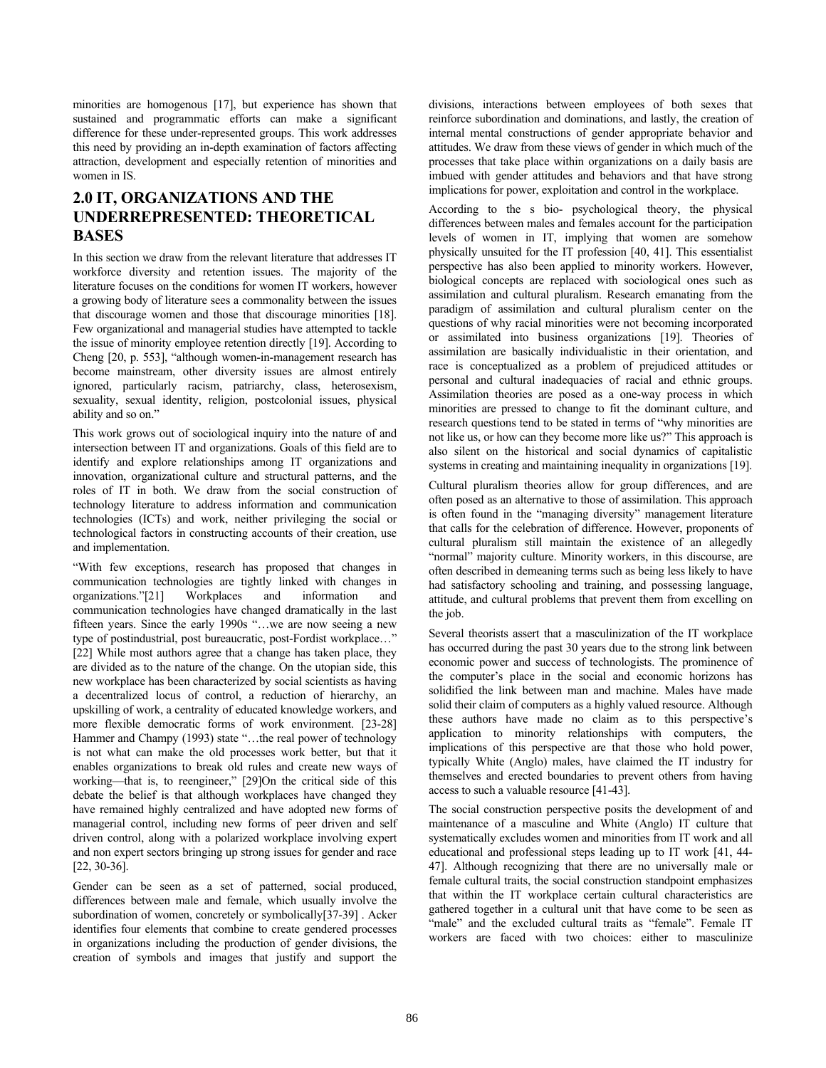minorities are homogenous [17], but experience has shown that sustained and programmatic efforts can make a significant difference for these under-represented groups. This work addresses this need by providing an in-depth examination of factors affecting attraction, development and especially retention of minorities and women in IS.

## 2.0 IT, ORGANIZATIONS AND THE UNDERREPRESENTED: THEORETICAL BASES

In this section we draw from the relevant literature that addresses IT workforce diversity and retention issues. The majority of the literature focuses on the conditions for women IT workers, however a growing body of literature sees a commonality between the issues that discourage women and those that discourage minorities [18]. Few organizational and managerial studies have attempted to tackle the issue of minority employee retention directly [19]. According to Cheng [20, p. 553], "although women-in-management research has become mainstream, other diversity issues are almost entirely ignored, particularly racism, patriarchy, class, heterosexism, sexuality, sexual identity, religion, postcolonial issues, physical ability and so on."

This work grows out of sociological inquiry into the nature of and intersection between IT and organizations. Goals of this field are to identify and explore relationships among IT organizations and innovation, organizational culture and structural patterns, and the roles of IT in both. We draw from the social construction of technology literature to address information and communication technologies (ICTs) and work, neither privileging the social or technological factors in constructing accounts of their creation, use and implementation.

"With few exceptions, research has proposed that changes in communication technologies are tightly linked with changes in organizations."[21] Workplaces and information and communication technologies have changed dramatically in the last fifteen years. Since the early 1990s "…we are now seeing a new type of postindustrial, post bureaucratic, post-Fordist workplace…" [22] While most authors agree that a change has taken place, they are divided as to the nature of the change. On the utopian side, this new workplace has been characterized by social scientists as having a decentralized locus of control, a reduction of hierarchy, an upskilling of work, a centrality of educated knowledge workers, and more flexible democratic forms of work environment. [23-28] Hammer and Champy (1993) state "…the real power of technology is not what can make the old processes work better, but that it enables organizations to break old rules and create new ways of working—that is, to reengineer," [29]On the critical side of this debate the belief is that although workplaces have changed they have remained highly centralized and have adopted new forms of managerial control, including new forms of peer driven and self driven control, along with a polarized workplace involving expert and non expert sectors bringing up strong issues for gender and race [22, 30-36].

Gender can be seen as a set of patterned, social produced, differences between male and female, which usually involve the subordination of women, concretely or symbolically[37-39] . Acker identifies four elements that combine to create gendered processes in organizations including the production of gender divisions, the creation of symbols and images that justify and support the divisions, interactions between employees of both sexes that reinforce subordination and dominations, and lastly, the creation of internal mental constructions of gender appropriate behavior and attitudes. We draw from these views of gender in which much of the processes that take place within organizations on a daily basis are imbued with gender attitudes and behaviors and that have strong implications for power, exploitation and control in the workplace.

According to the s bio- psychological theory, the physical differences between males and females account for the participation levels of women in IT, implying that women are somehow physically unsuited for the IT profession [40, 41]. This essentialist perspective has also been applied to minority workers. However, biological concepts are replaced with sociological ones such as assimilation and cultural pluralism. Research emanating from the paradigm of assimilation and cultural pluralism center on the questions of why racial minorities were not becoming incorporated or assimilated into business organizations [19]. Theories of assimilation are basically individualistic in their orientation, and race is conceptualized as a problem of prejudiced attitudes or personal and cultural inadequacies of racial and ethnic groups. Assimilation theories are posed as a one-way process in which minorities are pressed to change to fit the dominant culture, and research questions tend to be stated in terms of "why minorities are not like us, or how can they become more like us?" This approach is also silent on the historical and social dynamics of capitalistic systems in creating and maintaining inequality in organizations [19].

Cultural pluralism theories allow for group differences, and are often posed as an alternative to those of assimilation. This approach is often found in the "managing diversity" management literature that calls for the celebration of difference. However, proponents of cultural pluralism still maintain the existence of an allegedly "normal" majority culture. Minority workers, in this discourse, are often described in demeaning terms such as being less likely to have had satisfactory schooling and training, and possessing language, attitude, and cultural problems that prevent them from excelling on the job.

Several theorists assert that a masculinization of the IT workplace has occurred during the past 30 years due to the strong link between economic power and success of technologists. The prominence of the computer's place in the social and economic horizons has solidified the link between man and machine. Males have made solid their claim of computers as a highly valued resource. Although these authors have made no claim as to this perspective's application to minority relationships with computers, the implications of this perspective are that those who hold power, typically White (Anglo) males, have claimed the IT industry for themselves and erected boundaries to prevent others from having access to such a valuable resource [41-43].

The social construction perspective posits the development of and maintenance of a masculine and White (Anglo) IT culture that systematically excludes women and minorities from IT work and all educational and professional steps leading up to IT work [41, 44-47]. Although recognizing that there are no universally male or female cultural traits, the social construction standpoint emphasizes that within the IT workplace certain cultural characteristics are gathered together in a cultural unit that have come to be seen as "male" and the excluded cultural traits as "female". Female IT workers are faced with two choices: either to masculinize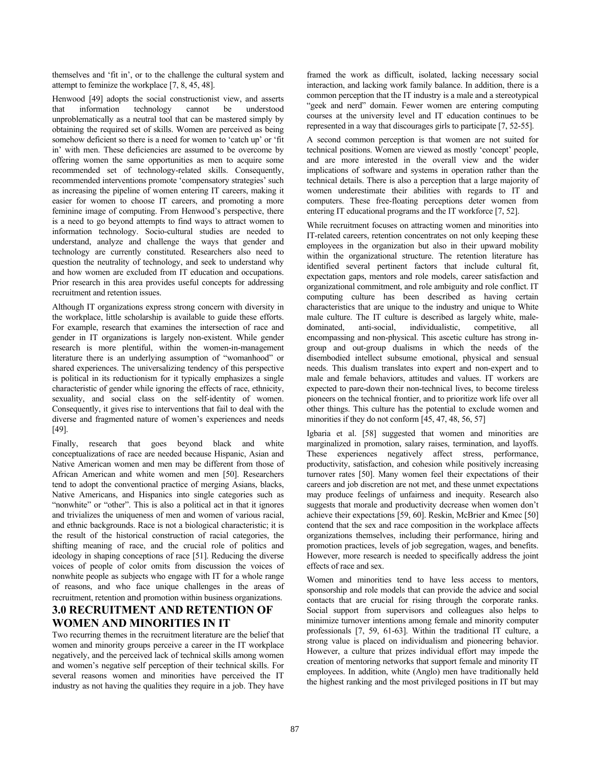themselves and 'fit in', or to the challenge the cultural system and attempt to feminize the workplace [7, 8, 45, 48].

Henwood [49] adopts the social constructionist view, and asserts that information technology cannot be understood unproblematically as a neutral tool that can be mastered simply by obtaining the required set of skills. Women are perceived as being somehow deficient so there is a need for women to 'catch up' or 'fit in' with men. These deficiencies are assumed to be overcome by offering women the same opportunities as men to acquire some recommended set of technology-related skills. Consequently, recommended interventions promote 'compensatory strategies' such as increasing the pipeline of women entering IT careers, making it easier for women to choose IT careers, and promoting a more feminine image of computing. From Henwood's perspective, there is a need to go beyond attempts to find ways to attract women to information technology. Socio-cultural studies are needed to understand, analyze and challenge the ways that gender and technology are currently constituted. Researchers also need to question the neutrality of technology, and seek to understand why and how women are excluded from IT education and occupations. Prior research in this area provides useful concepts for addressing recruitment and retention issues.

Although IT organizations express strong concern with diversity in the workplace, little scholarship is available to guide these efforts. For example, research that examines the intersection of race and gender in IT organizations is largely non-existent. While gender research is more plentiful, within the women-in-management literature there is an underlying assumption of "womanhood" or shared experiences. The universalizing tendency of this perspective is political in its reductionism for it typically emphasizes a single characteristic of gender while ignoring the effects of race, ethnicity, sexuality, and social class on the self-identity of women. Consequently, it gives rise to interventions that fail to deal with the diverse and fragmented nature of women's experiences and needs [49].

Finally, research that goes beyond black and white conceptualizations of race are needed because Hispanic, Asian and Native American women and men may be different from those of African American and white women and men [50]. Researchers tend to adopt the conventional practice of merging Asians, blacks, Native Americans, and Hispanics into single categories such as "nonwhite" or "other". This is also a political act in that it ignores and trivializes the uniqueness of men and women of various racial, and ethnic backgrounds. Race is not a biological characteristic; it is the result of the historical construction of racial categories, the shifting meaning of race, and the crucial role of politics and ideology in shaping conceptions of race [51]. Reducing the diverse voices of people of color omits from discussion the voices of nonwhite people as subjects who engage with IT for a whole range of reasons, and who face unique challenges in the areas of recruitment, retention and promotion within business organizations.

## 3.0 RECRUITMENT AND RETENTION OF WOMEN AND MINORITIES IN IT

Two recurring themes in the recruitment literature are the belief that women and minority groups perceive a career in the IT workplace negatively, and the perceived lack of technical skills among women and women's negative self perception of their technical skills. For several reasons women and minorities have perceived the IT industry as not having the qualities they require in a job. They have framed the work as difficult, isolated, lacking necessary social interaction, and lacking work family balance. In addition, there is a common perception that the IT industry is a male and a stereotypical "geek and nerd" domain. Fewer women are entering computing courses at the university level and IT education continues to be represented in a way that discourages girls to participate [7, 52-55].

A second common perception is that women are not suited for technical positions. Women are viewed as mostly 'concept' people, and are more interested in the overall view and the wider implications of software and systems in operation rather than the technical details. There is also a perception that a large majority of women underestimate their abilities with regards to IT and computers. These free-floating perceptions deter women from entering IT educational programs and the IT workforce [7, 52].

While recruitment focuses on attracting women and minorities into IT-related careers, retention concentrates on not only keeping these employees in the organization but also in their upward mobility within the organizational structure. The retention literature has identified several pertinent factors that include cultural fit, expectation gaps, mentors and role models, career satisfaction and organizational commitment, and role ambiguity and role conflict. IT computing culture has been described as having certain characteristics that are unique to the industry and unique to White male culture. The IT culture is described as largely white, male-dominated, anti-social, individualistic, competitive, all encompassing and non-physical. This ascetic culture has strong in-group and out-group dualisms in which the needs of the disembodied intellect subsume emotional, physical and sensual needs. This dualism translates into expert and non-expert and to male and female behaviors, attitudes and values. IT workers are expected to pare-down their non-technical lives, to become tireless pioneers on the technical frontier, and to prioritize work life over all other things. This culture has the potential to exclude women and minorities if they do not conform [45, 47, 48, 56, 57]

Igbaria et al. [58] suggested that women and minorities are marginalized in promotion, salary raises, termination, and layoffs. These experiences negatively affect stress, performance, productivity, satisfaction, and cohesion while positively increasing turnover rates [50]. Many women feel their expectations of their careers and job discretion are not met, and these unmet expectations may produce feelings of unfairness and inequity. Research also suggests that morale and productivity decrease when women don't achieve their expectations [59, 60]. Reskin, McBrier and Kmec [50] contend that the sex and race composition in the workplace affects organizations themselves, including their performance, hiring and promotion practices, levels of job segregation, wages, and benefits. However, more research is needed to specifically address the joint effects of race and sex.

Women and minorities tend to have less access to mentors, sponsorship and role models that can provide the advice and social contacts that are crucial for rising through the corporate ranks. Social support from supervisors and colleagues also helps to minimize turnover intentions among female and minority computer professionals [7, 59, 61-63]. Within the traditional IT culture, a strong value is placed on individualism and pioneering behavior. However, a culture that prizes individual effort may impede the creation of mentoring networks that support female and minority IT employees. In addition, white (Anglo) men have traditionally held the highest ranking and the most privileged positions in IT but may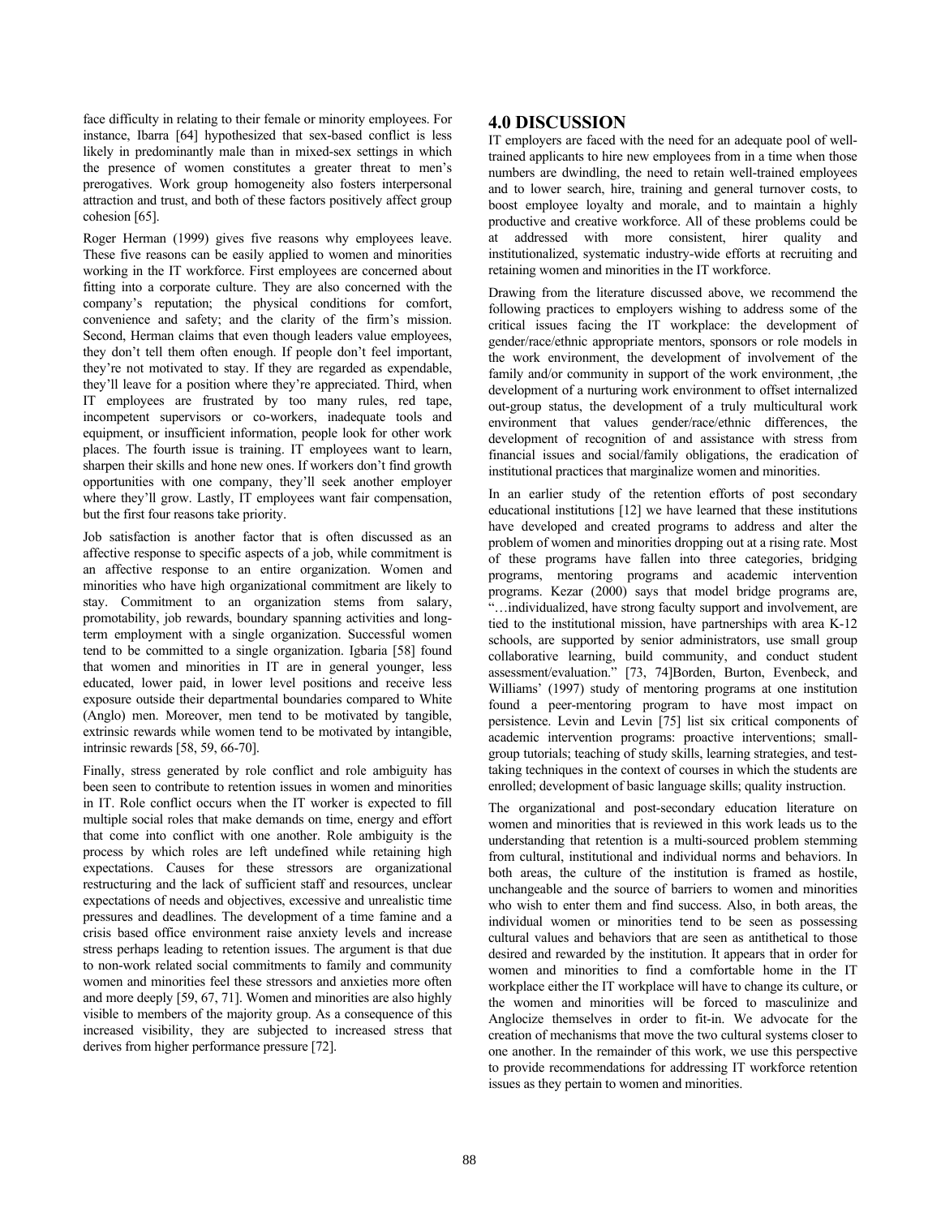face difficulty in relating to their female or minority employees. For instance, Ibarra [64] hypothesized that sex-based conflict is less likely in predominantly male than in mixed-sex settings in which the presence of women constitutes a greater threat to men's prerogatives. Work group homogeneity also fosters interpersonal attraction and trust, and both of these factors positively affect group cohesion [65].

Roger Herman (1999) gives five reasons why employees leave. These five reasons can be easily applied to women and minorities working in the IT workforce. First employees are concerned about fitting into a corporate culture. They are also concerned with the company's reputation; the physical conditions for comfort, convenience and safety; and the clarity of the firm's mission. Second, Herman claims that even though leaders value employees, they don't tell them often enough. If people don't feel important, they're not motivated to stay. If they are regarded as expendable, they'll leave for a position where they're appreciated. Third, when IT employees are frustrated by too many rules, red tape, incompetent supervisors or co-workers, inadequate tools and equipment, or insufficient information, people look for other work places. The fourth issue is training. IT employees want to learn, sharpen their skills and hone new ones. If workers don't find growth opportunities with one company, they'll seek another employer where they'll grow. Lastly, IT employees want fair compensation, but the first four reasons take priority.

Job satisfaction is another factor that is often discussed as an affective response to specific aspects of a job, while commitment is an affective response to an entire organization. Women and minorities who have high organizational commitment are likely to stay. Commitment to an organization stems from salary, promotability, job rewards, boundary spanning activities and long-term employment with a single organization. Successful women tend to be committed to a single organization. Igbaria [58] found that women and minorities in IT are in general younger, less educated, lower paid, in lower level positions and receive less exposure outside their departmental boundaries compared to White (Anglo) men. Moreover, men tend to be motivated by tangible, extrinsic rewards while women tend to be motivated by intangible, intrinsic rewards [58, 59, 66-70].

Finally, stress generated by role conflict and role ambiguity has been seen to contribute to retention issues in women and minorities in IT. Role conflict occurs when the IT worker is expected to fill multiple social roles that make demands on time, energy and effort that come into conflict with one another. Role ambiguity is the process by which roles are left undefined while retaining high expectations. Causes for these stressors are organizational restructuring and the lack of sufficient staff and resources, unclear expectations of needs and objectives, excessive and unrealistic time pressures and deadlines. The development of a time famine and a crisis based office environment raise anxiety levels and increase stress perhaps leading to retention issues. The argument is that due to non-work related social commitments to family and community women and minorities feel these stressors and anxieties more often and more deeply [59, 67, 71]. Women and minorities are also highly visible to members of the majority group. As a consequence of this increased visibility, they are subjected to increased stress that derives from higher performance pressure [72].

## 4.0 DISCUSSION

IT employers are faced with the need for an adequate pool of well-trained applicants to hire new employees from in a time when those numbers are dwindling, the need to retain well-trained employees and to lower search, hire, training and general turnover costs, to boost employee loyalty and morale, and to maintain a highly productive and creative workforce. All of these problems could be at addressed with more consistent, hirer quality and institutionalized, systematic industry-wide efforts at recruiting and retaining women and minorities in the IT workforce.

Drawing from the literature discussed above, we recommend the following practices to employers wishing to address some of the critical issues facing the IT workplace: the development of gender/race/ethnic appropriate mentors, sponsors or role models in the work environment, the development of involvement of the family and/or community in support of the work environment, ,the development of a nurturing work environment to offset internalized out-group status, the development of a truly multicultural work environment that values gender/race/ethnic differences, the development of recognition of and assistance with stress from financial issues and social/family obligations, the eradication of institutional practices that marginalize women and minorities.

In an earlier study of the retention efforts of post secondary educational institutions [12] we have learned that these institutions have developed and created programs to address and alter the problem of women and minorities dropping out at a rising rate. Most of these programs have fallen into three categories, bridging programs, mentoring programs and academic intervention programs. Kezar (2000) says that model bridge programs are, "…individualized, have strong faculty support and involvement, are tied to the institutional mission, have partnerships with area K-12 schools, are supported by senior administrators, use small group collaborative learning, build community, and conduct student assessment/evaluation." [73, 74]Borden, Burton, Evenbeck, and Williams' (1997) study of mentoring programs at one institution found a peer-mentoring program to have most impact on persistence. Levin and Levin [75] list six critical components of academic intervention programs: proactive interventions; small-group tutorials; teaching of study skills, learning strategies, and test-taking techniques in the context of courses in which the students are enrolled; development of basic language skills; quality instruction.

The organizational and post-secondary education literature on women and minorities that is reviewed in this work leads us to the understanding that retention is a multi-sourced problem stemming from cultural, institutional and individual norms and behaviors. In both areas, the culture of the institution is framed as hostile, unchangeable and the source of barriers to women and minorities who wish to enter them and find success. Also, in both areas, the individual women or minorities tend to be seen as possessing cultural values and behaviors that are seen as antithetical to those desired and rewarded by the institution. It appears that in order for women and minorities to find a comfortable home in the IT workplace either the IT workplace will have to change its culture, or the women and minorities will be forced to masculinize and Anglocize themselves in order to fit-in. We advocate for the creation of mechanisms that move the two cultural systems closer to one another. In the remainder of this work, we use this perspective to provide recommendations for addressing IT workforce retention issues as they pertain to women and minorities.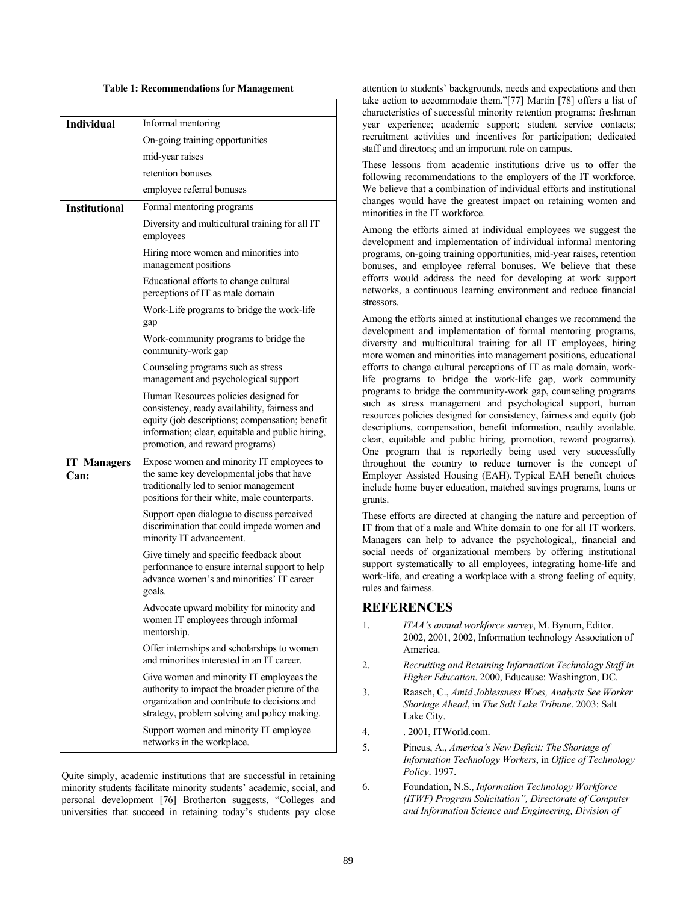**Table 1: Recommendations for Management**

| | |
|---|---|
| **Individual** | Informal mentoring |
| | On-going training opportunities |
| | mid-year raises |
| | retention bonuses |
| | employee referral bonuses |
| **Institutional** | Formal mentoring programs |
| | Diversity and multicultural training for all IT employees |
| | Hiring more women and minorities into management positions |
| | Educational efforts to change cultural perceptions of IT as male domain |
| | Work-Life programs to bridge the work-life gap |
| | Work-community programs to bridge the community-work gap |
| | Counseling programs such as stress management and psychological support |
| | Human Resources policies designed for consistency, ready availability, fairness and equity (job descriptions; compensation; benefit information; clear, equitable and public hiring, promotion, and reward programs) |
| **IT Managers Can:** | Expose women and minority IT employees to the same key developmental jobs that have traditionally led to senior management positions for their white, male counterparts. |
| | Support open dialogue to discuss perceived discrimination that could impede women and minority IT advancement. |
| | Give timely and specific feedback about performance to ensure internal support to help advance women's and minorities' IT career goals. |
| | Advocate upward mobility for minority and women IT employees through informal mentorship. |
| | Offer internships and scholarships to women and minorities interested in an IT career. |
| | Give women and minority IT employees the authority to impact the broader picture of the organization and contribute to decisions and strategy, problem solving and policy making. |
| | Support women and minority IT employee networks in the workplace. |

Quite simply, academic institutions that are successful in retaining minority students facilitate minority students' academic, social, and personal development [76] Brotherton suggests, "Colleges and universities that succeed in retaining today's students pay close attention to students' backgrounds, needs and expectations and then take action to accommodate them."[77] Martin [78] offers a list of characteristics of successful minority retention programs: freshman year experience; academic support; student service contacts; recruitment activities and incentives for participation; dedicated staff and directors; and an important role on campus.

These lessons from academic institutions drive us to offer the following recommendations to the employers of the IT workforce. We believe that a combination of individual efforts and institutional changes would have the greatest impact on retaining women and minorities in the IT workforce.

Among the efforts aimed at individual employees we suggest the development and implementation of individual informal mentoring programs, on-going training opportunities, mid-year raises, retention bonuses, and employee referral bonuses. We believe that these efforts would address the need for developing at work support networks, a continuous learning environment and reduce financial stressors.

Among the efforts aimed at institutional changes we recommend the development and implementation of formal mentoring programs, diversity and multicultural training for all IT employees, hiring more women and minorities into management positions, educational efforts to change cultural perceptions of IT as male domain, work-life programs to bridge the work-life gap, work community programs to bridge the community-work gap, counseling programs such as stress management and psychological support, human resources policies designed for consistency, fairness and equity (job descriptions, compensation, benefit information, readily available. clear, equitable and public hiring, promotion, reward programs). One program that is reportedly being used very successfully throughout the country to reduce turnover is the concept of Employer Assisted Housing (EAH). Typical EAH benefit choices include home buyer education, matched savings programs, loans or grants.

These efforts are directed at changing the nature and perception of IT from that of a male and White domain to one for all IT workers. Managers can help to advance the psychological,, financial and social needs of organizational members by offering institutional support systematically to all employees, integrating home-life and work-life, and creating a workplace with a strong feeling of equity, rules and fairness.

## REFERENCES

1. *ITAA's annual workforce survey*, M. Bynum, Editor. 2002, 2001, 2002, Information technology Association of America.
2. *Recruiting and Retaining Information Technology Staff in Higher Education*. 2000, Educause: Washington, DC.
3. Raasch, C., *Amid Joblessness Woes, Analysts See Worker Shortage Ahead*, in *The Salt Lake Tribune*. 2003: Salt Lake City.
4. . 2001, ITWorld.com.
5. Pincus, A., *America's New Deficit: The Shortage of Information Technology Workers*, in *Office of Technology Policy*. 1997.
6. Foundation, N.S., *Information Technology Workforce (ITWF) Program Solicitation", Directorate of Computer and Information Science and Engineering, Division of*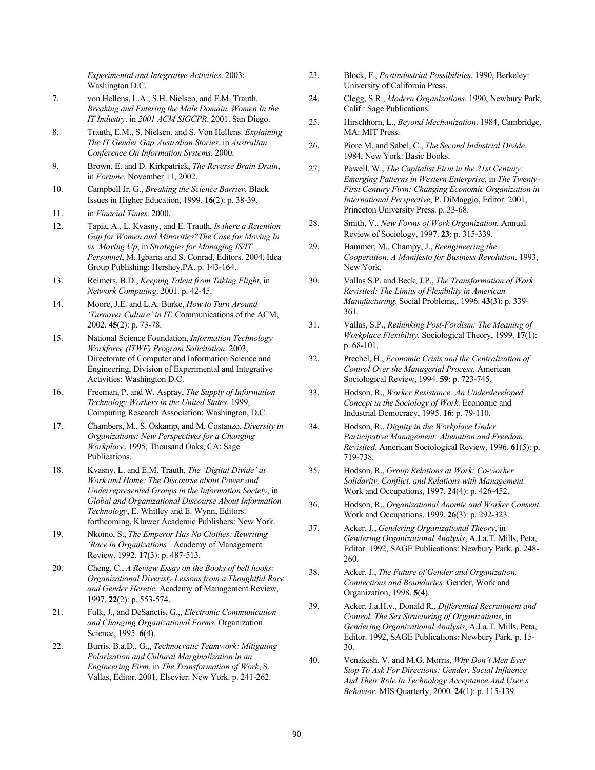*Experimental and Integrative Activities*. 2003: Washington D.C.

7. von Hellens, L.A., S.H. Nielsen, and E.M. Trauth. *Breaking and Entering the Male Domain. Women In the IT Industry*. in *2001 ACM SIGCPR*. 2001. San Diego.
8. Trauth, E.M., S. Nielsen, and S. Von Hellens. *Explaining The IT Gender Gap:Australian Stories*. in *Australian Conference On Information Systems*. 2000.
9. Brown, E. and D. Kirkpatrick, *The Reverse Brain Drain*, in *Fortune*. November 11, 2002.
10. Campbell Jr, G., *Breaking the Science Barrier.* Black Issues in Higher Education, 1999. **16**(2): p. 38-39.
11. in *Finacial Times*. 2000.
12. Tapia, A., L. Kvasny, and E. Trauth, *Is there a Retention Gap for Women and Minorities?The Case for Moving In vs. Moving Up*, in *Strategies for Managing IS/IT Personnel*, M. Igbaria and S. Conrad, Editors. 2004, Idea Group Publishing: Hershey,PA. p. 143-164.
13. Reimers, B.D., *Keeping Talent from Taking Flight*, in *Network Computing*. 2001. p. 42-45.
14. Moore, J.E. and L.A. Burke, *How to Turn Around 'Turnover Culture' in IT.* Communications of the ACM, 2002. **45**(2): p. 73-78.
15. National Science Foundation, *Information Technology Workforce (ITWF) Program Solicitation*. 2003, Directorate of Computer and Information Science and Engineering, Division of Experimental and Integrative Activities: Washington D.C.
16. Freeman, P. and W. Aspray, *The Supply of Information Technology Workers in the United States*. 1999, Computing Research Association: Washington, D.C.
17. Chambers, M., S. Oskamp, and M. Costanzo, *Diversity in Organizations: New Perspectives for a Changing Workplace*. 1995, Thousand Oaks, CA: Sage Publications.
18. Kvasny, L. and E.M. Trauth, *The 'Digital Divide' at Work and Home: The Discourse about Power and Underrepresented Groups in the Information Society*, in *Global and Organizational Discourse About Information Technology*, E. Whitley and E. Wynn, Editors. forthcoming, Kluwer Academic Publishers: New York.
19. Nkomo, S., *The Emperor Has No Clothes: Rewriting 'Race in Organizations'.* Academy of Management Review, 1992. **17**(3): p. 487-513.
20. Cheng, C., *A Review Essay on the Books of bell hooks: Organizational Diveristy Lessons from a Thoughtful Race and Gender Heretic.* Academy of Management Review, 1997. **22**(2): p. 553-574.
21. Fulk, J., and DeSanctis, G.,, *Electronic Communication and Changing Organizational Forms.* Organization Science, 1995. **6**(4).
22. Burris, B.a.D., G.,, *Technocratic Teamwork: Mitigating Polarization and Cultural Marginalization in an Engineering Firm*, in *The Transformation of Work*, S. Vallas, Editor. 2001, Elsevier: New York. p. 241-262.
23. Block, F., *Postindustrial Possibilities*. 1990, Berkeley: University of California Press.
24. Clegg, S.R., *Modern Organizations*. 1990, Newbury Park, Calif.: Sage Publications.
25. Hirschhorn, L., *Beyond Mechanization*. 1984, Cambridge, MA: MIT Press.
26. Piore M. and Sabel, C., *The Second Industrial Divide*. 1984, New York: Basic Books.
27. Powell, W., *The Capitalist Firm in the 21st Century: Emerging Patterns in Western Enterprise*, in *The Twenty-First Century Firm: Changing Economic Organization in International Perspective*, P. DiMaggio, Editor. 2001, Princeton University Press. p. 33-68.
28. Smith, V., *New Forms of Work Organization.* Annual Review of Sociology, 1997. **23**: p. 315-339.
29. Hammer, M., Champy, J., *Reengineering the Cooperation, A Manifesto for Business Revolution*. 1993, New York.
30. Vallas S.P. and Beck, J.P., *The Transformation of Work Revisited: The Limits of Flexibility in American Manufacturing.* Social Problems,, 1996. **43**(3): p. 339-361.
31. Vallas, S.P., *Rethinking Post-Fordism: The Meaning of Workplace Flexibility.* Sociological Theory, 1999. **17**(1): p. 68-101.
32. Prechel, H., *Economic Crisis and the Centralization of Control Over the Managerial Process.* American Sociological Review, 1994. **59**: p. 723-745.
33. Hodson, R., *Worker Resistance: An Underdeveloped Concept in the Sociology of Work.* Economic and Industrial Democracy, 1995. **16**: p. 79-110.
34. Hodson, R., *Dignity in the Workplace Under Participative Management: Alienation and Freedom Revisited.* American Sociological Review, 1996. **61**(5): p. 719-738.
35. Hodson, R., *Group Relations at Work: Co-worker Solidarity, Conflict, and Relations with Management.* Work and Occupations, 1997. **24**(4): p. 426-452.
36. Hodson, R., *Organizational Anomie and Worker Consent.* Work and Occupations, 1999. **26**(3): p. 292-323.
37. Acker, J., *Gendering Organizational Theory*, in *Gendering Organizational Analysis*, A.J.a.T. Mills, Peta, Editor. 1992, SAGE Publications: Newbury Park. p. 248-260.
38. Acker, J., *The Future of Gender and Organization: Connections and Boundaries.* Gender, Work and Organization, 1998. **5**(4).
39. Acker, J.a.H.v., Donald R., *Differential Recruitment and Control. The Sex Structuring of Organizations*, in *Gendering Organizational Analysis*, A.J.a.T. Mills, Peta, Editor. 1992, SAGE Publications: Newbury Park. p. 15-30.
40. Venakesh, V. and M.G. Morris, *Why Don't Men Ever Stop To Ask For Directions: Gender, Social Influence And Their Role In Technology Acceptance And User's Behavior.* MIS Quarterly, 2000. **24**(1): p. 115-139.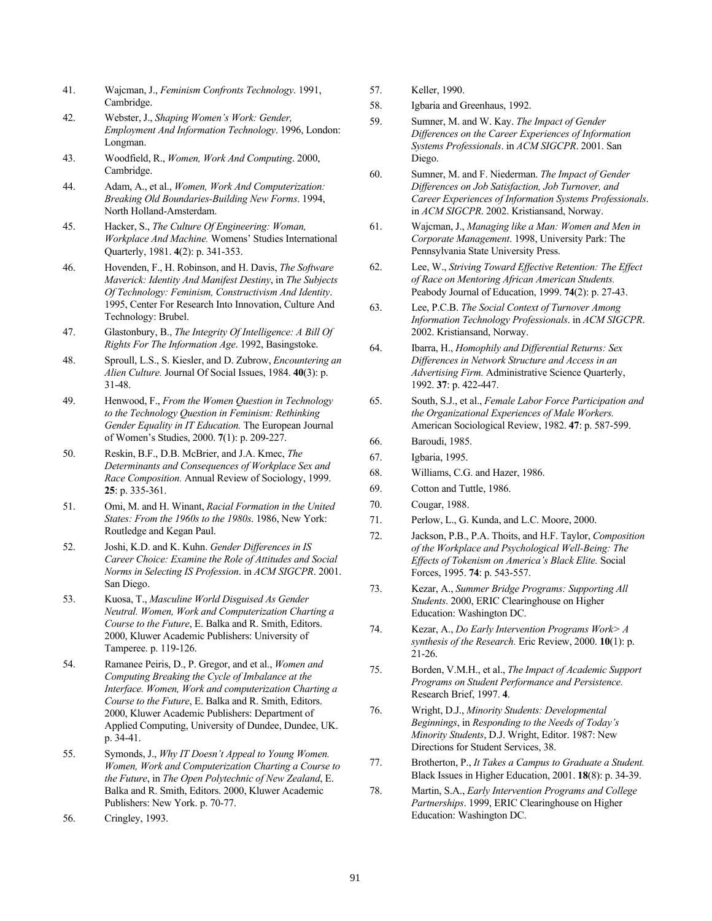41. Wajcman, J., *Feminism Confronts Technology*. 1991, Cambridge.
42. Webster, J., *Shaping Women's Work: Gender, Employment And Information Technology*. 1996, London: Longman.
43. Woodfield, R., *Women, Work And Computing*. 2000, Cambridge.
44. Adam, A., et al., *Women, Work And Computerization: Breaking Old Boundaries-Building New Forms*. 1994, North Holland-Amsterdam.
45. Hacker, S., *The Culture Of Engineering: Woman, Workplace And Machine.* Womens' Studies International Quarterly, 1981. **4**(2): p. 341-353.
46. Hovenden, F., H. Robinson, and H. Davis, *The Software Maverick: Identity And Manifest Destiny*, in *The Subjects Of Technology: Feminism, Constructivism And Identity*. 1995, Center For Research Into Innovation, Culture And Technology: Brubel.
47. Glastonbury, B., *The Integrity Of Intelligence: A Bill Of Rights For The Information Age*. 1992, Basingstoke.
48. Sproull, L.S., S. Kiesler, and D. Zubrow, *Encountering an Alien Culture.* Journal Of Social Issues, 1984. **40**(3): p. 31-48.
49. Henwood, F., *From the Women Question in Technology to the Technology Question in Feminism: Rethinking Gender Equality in IT Education.* The European Journal of Women's Studies, 2000. **7**(1): p. 209-227.
50. Reskin, B.F., D.B. McBrier, and J.A. Kmec, *The Determinants and Consequences of Workplace Sex and Race Composition.* Annual Review of Sociology, 1999. **25**: p. 335-361.
51. Omi, M. and H. Winant, *Racial Formation in the United States: From the 1960s to the 1980s*. 1986, New York: Routledge and Kegan Paul.
52. Joshi, K.D. and K. Kuhn. *Gender Differences in IS Career Choice: Examine the Role of Attitudes and Social Norms in Selecting IS Profession*. in *ACM SIGCPR*. 2001. San Diego.
53. Kuosa, T., *Masculine World Disguised As Gender Neutral. Women, Work and Computerization Charting a Course to the Future*, E. Balka and R. Smith, Editors. 2000, Kluwer Academic Publishers: University of Tamperee. p. 119-126.
54. Ramanee Peiris, D., P. Gregor, and et al., *Women and Computing Breaking the Cycle of Imbalance at the Interface. Women, Work and computerization Charting a Course to the Future*, E. Balka and R. Smith, Editors. 2000, Kluwer Academic Publishers: Department of Applied Computing, University of Dundee, Dundee, UK. p. 34-41.
55. Symonds, J., *Why IT Doesn't Appeal to Young Women. Women, Work and Computerization Charting a Course to the Future*, in *The Open Polytechnic of New Zealand*, E. Balka and R. Smith, Editors. 2000, Kluwer Academic Publishers: New York. p. 70-77.
56. Cringley, 1993.
57. Keller, 1990.
58. Igbaria and Greenhaus, 1992.
59. Sumner, M. and W. Kay. *The Impact of Gender Differences on the Career Experiences of Information Systems Professionals*. in *ACM SIGCPR*. 2001. San Diego.
60. Sumner, M. and F. Niederman. *The Impact of Gender Differences on Job Satisfaction, Job Turnover, and Career Experiences of Information Systems Professionals*. in *ACM SIGCPR*. 2002. Kristiansand, Norway.
61. Wajcman, J., *Managing like a Man: Women and Men in Corporate Management*. 1998, University Park: The Pennsylvania State University Press.
62. Lee, W., *Striving Toward Effective Retention: The Effect of Race on Mentoring African American Students.* Peabody Journal of Education, 1999. **74**(2): p. 27-43.
63. Lee, P.C.B. *The Social Context of Turnover Among Information Technology Professionals*. in *ACM SIGCPR*. 2002. Kristiansand, Norway.
64. Ibarra, H., *Homophily and Differential Returns: Sex Differences in Network Structure and Access in an Advertising Firm.* Administrative Science Quarterly, 1992. **37**: p. 422-447.
65. South, S.J., et al., *Female Labor Force Participation and the Organizational Experiences of Male Workers.* American Sociological Review, 1982. **47**: p. 587-599.
66. Baroudi, 1985.
67. Igbaria, 1995.
68. Williams, C.G. and Hazer, 1986.
69. Cotton and Tuttle, 1986.
70. Cougar, 1988.
71. Perlow, L., G. Kunda, and L.C. Moore, 2000.
72. Jackson, P.B., P.A. Thoits, and H.F. Taylor, *Composition of the Workplace and Psychological Well-Being: The Effects of Tokenism on America's Black Elite.* Social Forces, 1995. **74**: p. 543-557.
73. Kezar, A., *Summer Bridge Programs: Supporting All Students*. 2000, ERIC Clearinghouse on Higher Education: Washington DC.
74. Kezar, A., *Do Early Intervention Programs Work> A synthesis of the Research.* Eric Review, 2000. **10**(1): p. 21-26.
75. Borden, V.M.H., et al., *The Impact of Academic Support Programs on Student Performance and Persistence.* Research Brief, 1997. **4**.
76. Wright, D.J., *Minority Students: Developmental Beginnings*, in *Responding to the Needs of Today's Minority Students*, D.J. Wright, Editor. 1987: New Directions for Student Services, 38.
77. Brotherton, P., *It Takes a Campus to Graduate a Student.* Black Issues in Higher Education, 2001. **18**(8): p. 34-39.
78. Martin, S.A., *Early Intervention Programs and College Partnerships*. 1999, ERIC Clearinghouse on Higher Education: Washington DC.